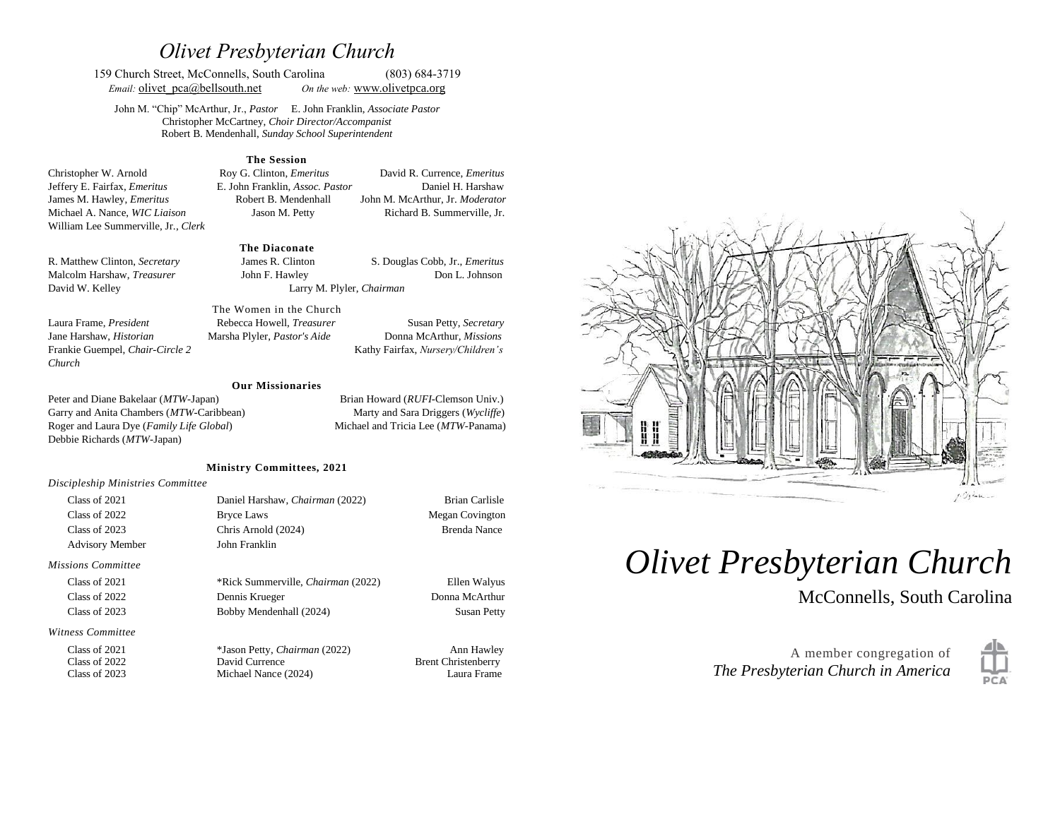# *Olivet Presbyterian Church*

159 Church Street, McConnells, South Carolina (803) 684-3719
*Email:* olivet_pca@bellsouth.net *On the web:* www.olivetpca.org

John M. "Chip" McArthur, Jr., *Pastor* E. John Franklin, *Associate Pastor*
Christopher McCartney, *Choir Director/Accompanist*
Robert B. Mendenhall, *Sunday School Superintendent*

### The Session

Christopher W. Arnold
Roy G. Clinton, *Emeritus*
David R. Currence, *Emeritus*
Jeffery E. Fairfax, *Emeritus*
E. John Franklin, *Assoc. Pastor*
Daniel H. Harshaw
James M. Hawley, *Emeritus*
Robert B. Mendenhall
John M. McArthur, Jr. *Moderator*
Michael A. Nance, *WIC Liaison*
Jason M. Petty
Richard B. Summerville, Jr.
William Lee Summerville, Jr., *Clerk*

### The Diaconate

R. Matthew Clinton, *Secretary*
James R. Clinton
S. Douglas Cobb, Jr., *Emeritus*
Malcolm Harshaw, *Treasurer*
John F. Hawley
Don L. Johnson
David W. Kelley
Larry M. Plyler, *Chairman*

### The Women in the Church

Laura Frame, *President*
Rebecca Howell, *Treasurer*
Susan Petty, *Secretary*
Jane Harshaw, *Historian*
Marsha Plyler, *Pastor's Aide*
Donna McArthur, *Missions*
Frankie Guempel, *Chair-Circle 2*
Kathy Fairfax, *Nursery/Children's Church*

### Our Missionaries

Peter and Diane Bakelaar (*MTW*-Japan)
Brian Howard (*RUFI*-Clemson Univ.)
Garry and Anita Chambers (*MTW*-Caribbean)
Marty and Sara Driggers (*Wycliffe*)
Roger and Laura Dye (*Family Life Global*)
Michael and Tricia Lee (*MTW*-Panama)
Debbie Richards (*MTW*-Japan)

### Ministry Committees, 2021

*Discipleship Ministries Committee*

| | | |
|---|---|---|
| Class of 2021 | Daniel Harshaw, *Chairman* (2022) | Brian Carlisle |
| Class of 2022 | Bryce Laws | Megan Covington |
| Class of 2023 | Chris Arnold (2024) | Brenda Nance |
| Advisory Member | John Franklin | |

*Missions Committee*

| | | |
|---|---|---|
| Class of 2021 | *Rick Summerville, *Chairman* (2022) | Ellen Walyus |
| Class of 2022 | Dennis Krueger | Donna McArthur |
| Class of 2023 | Bobby Mendenhall (2024) | Susan Petty |

*Witness Committee*

| | | |
|---|---|---|
| Class of 2021 | *Jason Petty, *Chairman* (2022) | Ann Hawley |
| Class of 2022 | David Currence | Brent Christenberry |
| Class of 2023 | Michael Nance (2024) | Laura Frame |

# *Olivet Presbyterian Church*

McConnells, South Carolina

A member congregation of
*The Presbyterian Church in America*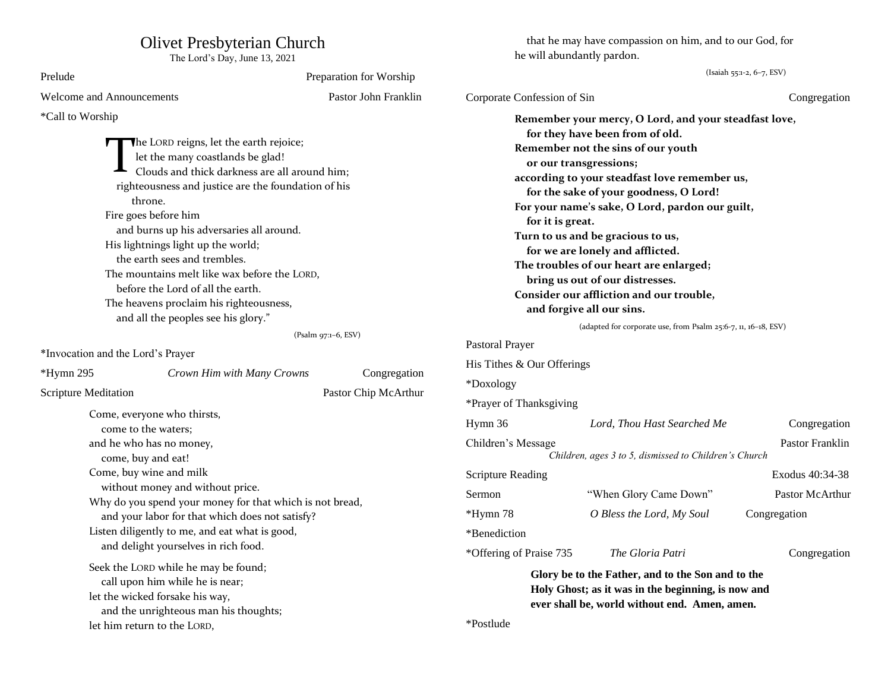# Olivet Presbyterian Church

The Lord's Day, June 13, 2021

Prelude — Preparation for Worship

Welcome and Announcements — Pastor John Franklin

*Call to Worship

The LORD reigns, let the earth rejoice;
let the many coastlands be glad!
Clouds and thick darkness are all around him;
righteousness and justice are the foundation of his throne.
Fire goes before him
and burns up his adversaries all around.
His lightnings light up the world;
the earth sees and trembles.
The mountains melt like wax before the LORD,
before the Lord of all the earth.
The heavens proclaim his righteousness,
and all the peoples see his glory."

(Psalm 97:1–6, ESV)

*Invocation and the Lord's Prayer

*Hymn 295 — *Crown Him with Many Crowns* — Congregation

Scripture Meditation — Pastor Chip McArthur

Come, everyone who thirsts,
come to the waters;
and he who has no money,
come, buy and eat!
Come, buy wine and milk
without money and without price.
Why do you spend your money for that which is not bread,
and your labor for that which does not satisfy?
Listen diligently to me, and eat what is good,
and delight yourselves in rich food.

Seek the LORD while he may be found;
call upon him while he is near;
let the wicked forsake his way,
and the unrighteous man his thoughts;
let him return to the LORD,
that he may have compassion on him, and to our God, for he will abundantly pardon.

(Isaiah 55:1-2, 6–7, ESV)

Corporate Confession of Sin — Congregation

**Remember your mercy, O Lord, and your steadfast love,**
**for they have been from of old.**
**Remember not the sins of our youth**
**or our transgressions;**
**according to your steadfast love remember us,**
**for the sake of your goodness, O Lord!**
**For your name's sake, O Lord, pardon our guilt,**
**for it is great.**
**Turn to us and be gracious to us,**
**for we are lonely and afflicted.**
**The troubles of our heart are enlarged;**
**bring us out of our distresses.**
**Consider our affliction and our trouble,**
**and forgive all our sins.**

(adapted for corporate use, from Psalm 25:6-7, 11, 16–18, ESV)

Pastoral Prayer

His Tithes & Our Offerings

*Doxology

*Prayer of Thanksgiving

Hymn 36 — *Lord, Thou Hast Searched Me* — Congregation

Children's Message — Pastor Franklin

*Children, ages 3 to 5, dismissed to Children's Church*

Scripture Reading — Exodus 40:34-38

Sermon — "When Glory Came Down" — Pastor McArthur

*Hymn 78 — *O Bless the Lord, My Soul* — Congregation

*Benediction

*Offering of Praise 735 — *The Gloria Patri* — Congregation

**Glory be to the Father, and to the Son and to the Holy Ghost; as it was in the beginning, is now and ever shall be, world without end. Amen, amen.**

*Postlude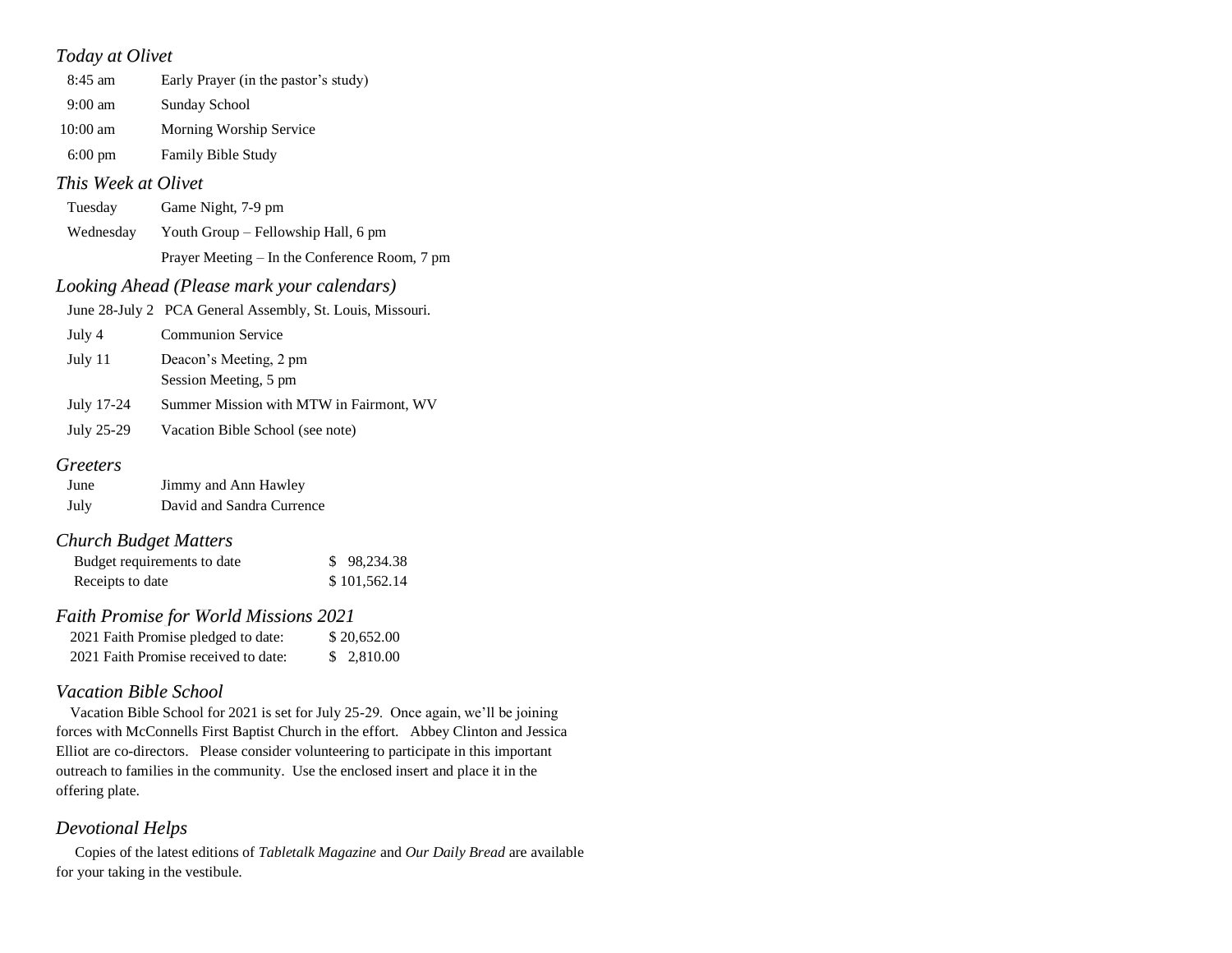## *Today at Olivet*

| | |
|---|---|
| 8:45 am | Early Prayer (in the pastor's study) |
| 9:00 am | Sunday School |
| 10:00 am | Morning Worship Service |
| 6:00 pm | Family Bible Study |

## *This Week at Olivet*

| | |
|---|---|
| Tuesday | Game Night, 7-9 pm |
| Wednesday | Youth Group – Fellowship Hall, 6 pm |
| | Prayer Meeting – In the Conference Room, 7 pm |

## *Looking Ahead (Please mark your calendars)*

| | |
|---|---|
| June 28-July 2 | PCA General Assembly, St. Louis, Missouri. |
| July 4 | Communion Service |
| July 11 | Deacon's Meeting, 2 pm<br>Session Meeting, 5 pm |
| July 17-24 | Summer Mission with MTW in Fairmont, WV |
| July 25-29 | Vacation Bible School (see note) |

## *Greeters*

| | |
|---|---|
| June | Jimmy and Ann Hawley |
| July | David and Sandra Currence |

## *Church Budget Matters*

| | |
|---|---|
| Budget requirements to date | $ 98,234.38 |
| Receipts to date | $ 101,562.14 |

## *Faith Promise for World Missions 2021*

| | |
|---|---|
| 2021 Faith Promise pledged to date: | $ 20,652.00 |
| 2021 Faith Promise received to date: | $ 2,810.00 |

## *Vacation Bible School*

Vacation Bible School for 2021 is set for July 25-29. Once again, we'll be joining forces with McConnells First Baptist Church in the effort. Abbey Clinton and Jessica Elliot are co-directors. Please consider volunteering to participate in this important outreach to families in the community. Use the enclosed insert and place it in the offering plate.

## *Devotional Helps*

Copies of the latest editions of *Tabletalk Magazine* and *Our Daily Bread* are available for your taking in the vestibule.